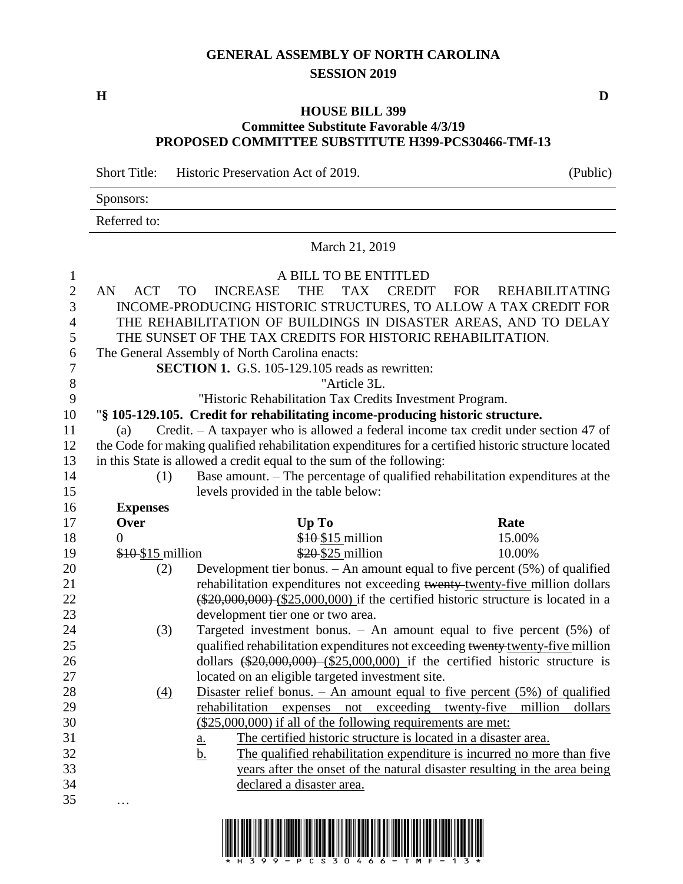**GENERAL ASSEMBLY OF NORTH CAROLINA**
**SESSION 2019**

**H** **D**

**HOUSE BILL 399**
**Committee Substitute Favorable 4/3/19**
**PROPOSED COMMITTEE SUBSTITUTE H399-PCS30466-TMf-13**

Short Title: Historic Preservation Act of 2019. (Public)

Sponsors:

Referred to:

March 21, 2019

A BILL TO BE ENTITLED

AN ACT TO INCREASE THE TAX CREDIT FOR REHABILITATING INCOME-PRODUCING HISTORIC STRUCTURES, TO ALLOW A TAX CREDIT FOR THE REHABILITATION OF BUILDINGS IN DISASTER AREAS, AND TO DELAY THE SUNSET OF THE TAX CREDITS FOR HISTORIC REHABILITATION.

The General Assembly of North Carolina enacts:

**SECTION 1.** G.S. 105-129.105 reads as rewritten:

"Article 3L.

"Historic Rehabilitation Tax Credits Investment Program.

"**§ 105-129.105. Credit for rehabilitating income-producing historic structure.**

(a) Credit. – A taxpayer who is allowed a federal income tax credit under section 47 of the Code for making qualified rehabilitation expenditures for a certified historic structure located in this State is allowed a credit equal to the sum of the following:

(1) Base amount. – The percentage of qualified rehabilitation expenditures at the levels provided in the table below:

| **Expenses Over** | **Up To** | **Rate** |
|---|---|---|
| 0 | ~~$10~~ $15 million | 15.00% |
| ~~$10~~ $15 million | ~~$20~~ $25 million | 10.00% |

(2) Development tier bonus. – An amount equal to five percent (5%) of qualified rehabilitation expenditures not exceeding ~~twenty~~ twenty-five million dollars ~~($20,000,000)~~ ($25,000,000) if the certified historic structure is located in a development tier one or two area.

(3) Targeted investment bonus. – An amount equal to five percent (5%) of qualified rehabilitation expenditures not exceeding ~~twenty~~ twenty-five million dollars ~~($20,000,000)~~ ($25,000,000) if the certified historic structure is located on an eligible targeted investment site.

<u>(4) Disaster relief bonus. – An amount equal to five percent (5%) of qualified rehabilitation expenses not exceeding twenty-five million dollars ($25,000,000) if all of the following requirements are met:</u>

<u>a. The certified historic structure is located in a disaster area.</u>

<u>b. The qualified rehabilitation expenditure is incurred no more than five years after the onset of the natural disaster resulting in the area being declared a disaster area.</u>

…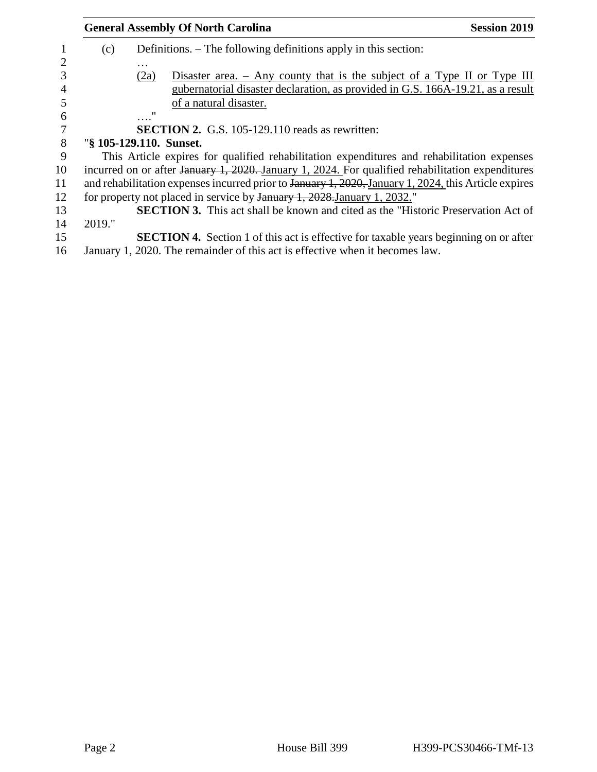(c) Definitions. – The following definitions apply in this section:

…

(2a) Disaster area. – Any county that is the subject of a Type II or Type III gubernatorial disaster declaration, as provided in G.S. 166A-19.21, as a result of a natural disaster.

…."

**SECTION 2.** G.S. 105-129.110 reads as rewritten:

"**§ 105-129.110. Sunset.**

This Article expires for qualified rehabilitation expenditures and rehabilitation expenses incurred on or after ~~January 1, 2020.~~ January 1, 2024. For qualified rehabilitation expenditures and rehabilitation expenses incurred prior to ~~January 1, 2020,~~ January 1, 2024, this Article expires for property not placed in service by ~~January 1, 2028.~~January 1, 2032."

**SECTION 3.** This act shall be known and cited as the "Historic Preservation Act of 2019."

**SECTION 4.** Section 1 of this act is effective for taxable years beginning on or after January 1, 2020. The remainder of this act is effective when it becomes law.